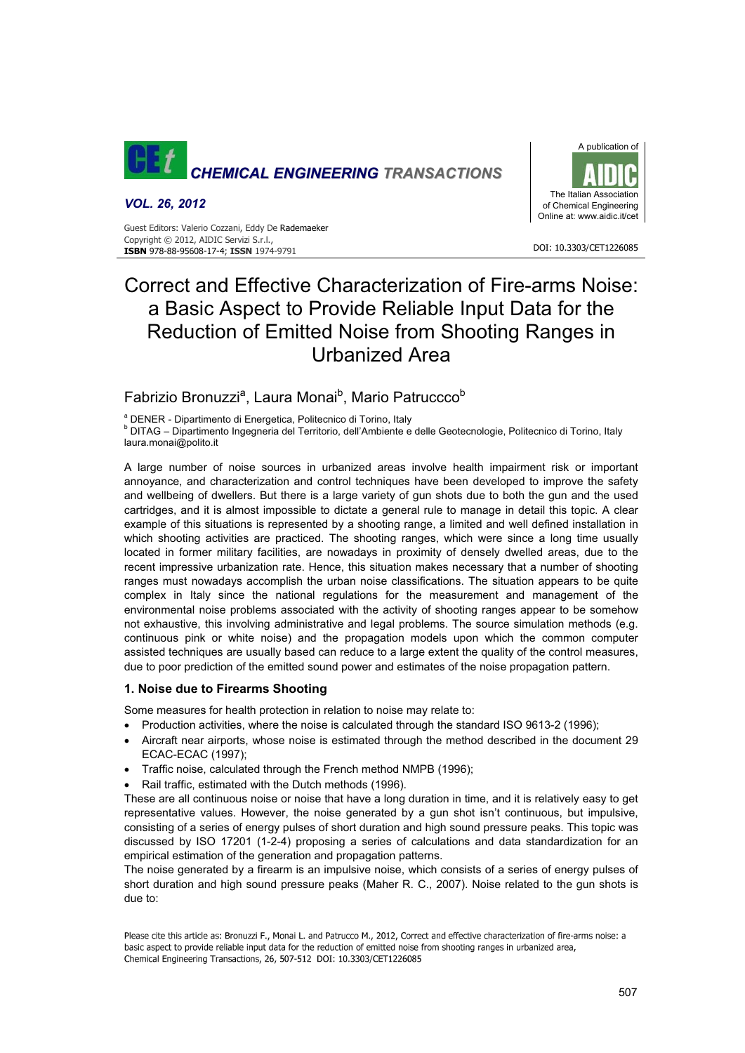# Correct and Effective Characterization of Fire-arms Noise: a Basic Aspect to Provide Reliable Input Data for the Reduction of Emitted Noise from Shooting Ranges in Urbanized Area

Fabrizio Bronuzzi[a], Laura Monai[b], Mario Patruccco[b]

[a] DENER - Dipartimento di Energetica, Politecnico di Torino, Italy
[b] DITAG – Dipartimento Ingegneria del Territorio, dell'Ambiente e delle Geotecnologie, Politecnico di Torino, Italy
laura.monai@polito.it

A large number of noise sources in urbanized areas involve health impairment risk or important annoyance, and characterization and control techniques have been developed to improve the safety and wellbeing of dwellers. But there is a large variety of gun shots due to both the gun and the used cartridges, and it is almost impossible to dictate a general rule to manage in detail this topic. A clear example of this situations is represented by a shooting range, a limited and well defined installation in which shooting activities are practiced. The shooting ranges, which were since a long time usually located in former military facilities, are nowadays in proximity of densely dwelled areas, due to the recent impressive urbanization rate. Hence, this situation makes necessary that a number of shooting ranges must nowadays accomplish the urban noise classifications. The situation appears to be quite complex in Italy since the national regulations for the measurement and management of the environmental noise problems associated with the activity of shooting ranges appear to be somehow not exhaustive, this involving administrative and legal problems. The source simulation methods (e.g. continuous pink or white noise) and the propagation models upon which the common computer assisted techniques are usually based can reduce to a large extent the quality of the control measures, due to poor prediction of the emitted sound power and estimates of the noise propagation pattern.

## 1. Noise due to Firearms Shooting

Some measures for health protection in relation to noise may relate to:

- Production activities, where the noise is calculated through the standard ISO 9613-2 (1996);
- Aircraft near airports, whose noise is estimated through the method described in the document 29 ECAC-ECAC (1997);
- Traffic noise, calculated through the French method NMPB (1996);
- Rail traffic, estimated with the Dutch methods (1996).

These are all continuous noise or noise that have a long duration in time, and it is relatively easy to get representative values. However, the noise generated by a gun shot isn't continuous, but impulsive, consisting of a series of energy pulses of short duration and high sound pressure peaks. This topic was discussed by ISO 17201 (1-2-4) proposing a series of calculations and data standardization for an empirical estimation of the generation and propagation patterns.

The noise generated by a firearm is an impulsive noise, which consists of a series of energy pulses of short duration and high sound pressure peaks (Maher R. C., 2007). Noise related to the gun shots is due to:

Please cite this article as: Bronuzzi F., Monai L. and Patrucco M., 2012, Correct and effective characterization of fire-arms noise: a basic aspect to provide reliable input data for the reduction of emitted noise from shooting ranges in urbanized area, Chemical Engineering Transactions, 26, 507-512 DOI: 10.3303/CET1226085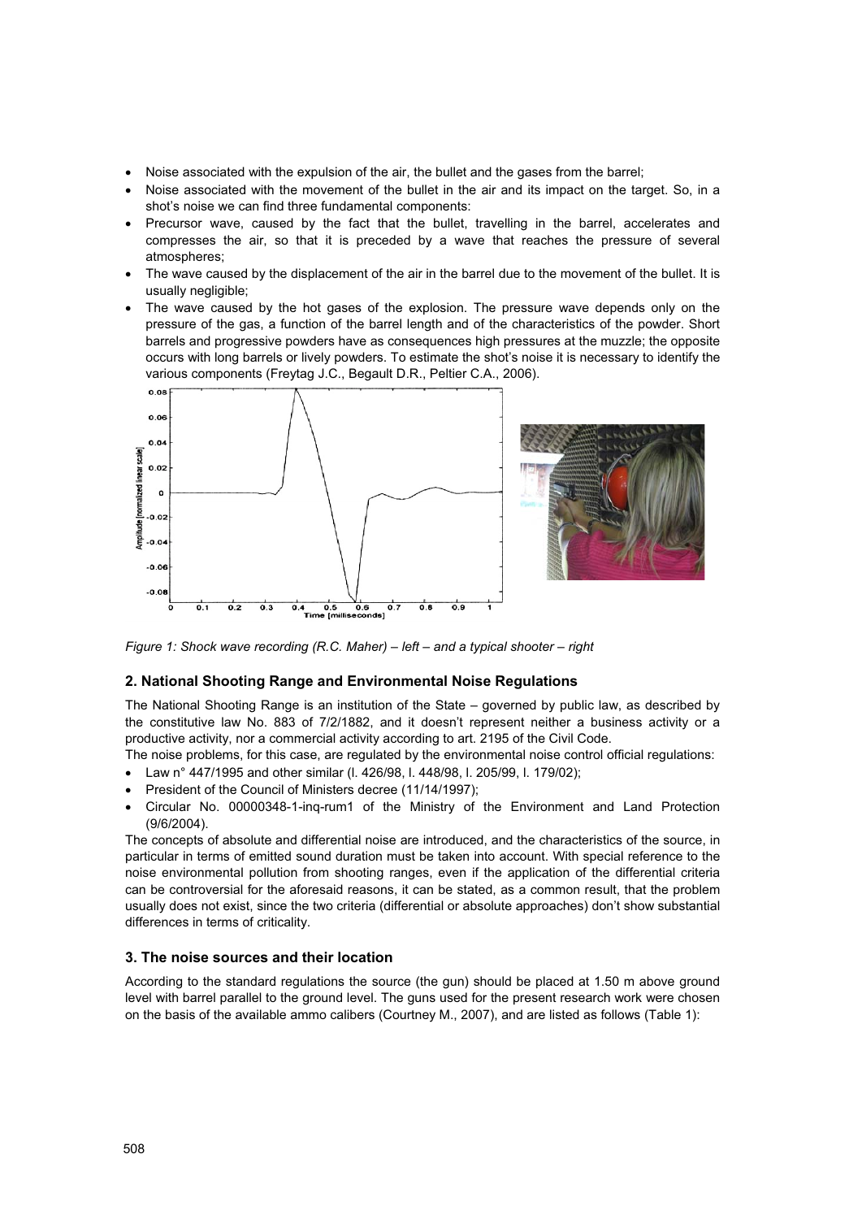- Noise associated with the expulsion of the air, the bullet and the gases from the barrel;
- Noise associated with the movement of the bullet in the air and its impact on the target. So, in a shot's noise we can find three fundamental components:
- Precursor wave, caused by the fact that the bullet, travelling in the barrel, accelerates and compresses the air, so that it is preceded by a wave that reaches the pressure of several atmospheres;
- The wave caused by the displacement of the air in the barrel due to the movement of the bullet. It is usually negligible;
- The wave caused by the hot gases of the explosion. The pressure wave depends only on the pressure of the gas, a function of the barrel length and of the characteristics of the powder. Short barrels and progressive powders have as consequences high pressures at the muzzle; the opposite occurs with long barrels or lively powders. To estimate the shot's noise it is necessary to identify the various components (Freytag J.C., Begault D.R., Peltier C.A., 2006).

*Figure 1: Shock wave recording (R.C. Maher) – left – and a typical shooter – right*

## 2. National Shooting Range and Environmental Noise Regulations

The National Shooting Range is an institution of the State – governed by public law, as described by the constitutive law No. 883 of 7/2/1882, and it doesn't represent neither a business activity or a productive activity, nor a commercial activity according to art. 2195 of the Civil Code.

The noise problems, for this case, are regulated by the environmental noise control official regulations:

- Law n° 447/1995 and other similar (l. 426/98, l. 448/98, l. 205/99, l. 179/02);
- President of the Council of Ministers decree (11/14/1997);
- Circular No. 00000348-1-inq-rum1 of the Ministry of the Environment and Land Protection (9/6/2004).

The concepts of absolute and differential noise are introduced, and the characteristics of the source, in particular in terms of emitted sound duration must be taken into account. With special reference to the noise environmental pollution from shooting ranges, even if the application of the differential criteria can be controversial for the aforesaid reasons, it can be stated, as a common result, that the problem usually does not exist, since the two criteria (differential or absolute approaches) don't show substantial differences in terms of criticality.

## 3. The noise sources and their location

According to the standard regulations the source (the gun) should be placed at 1.50 m above ground level with barrel parallel to the ground level. The guns used for the present research work were chosen on the basis of the available ammo calibers (Courtney M., 2007), and are listed as follows (Table 1):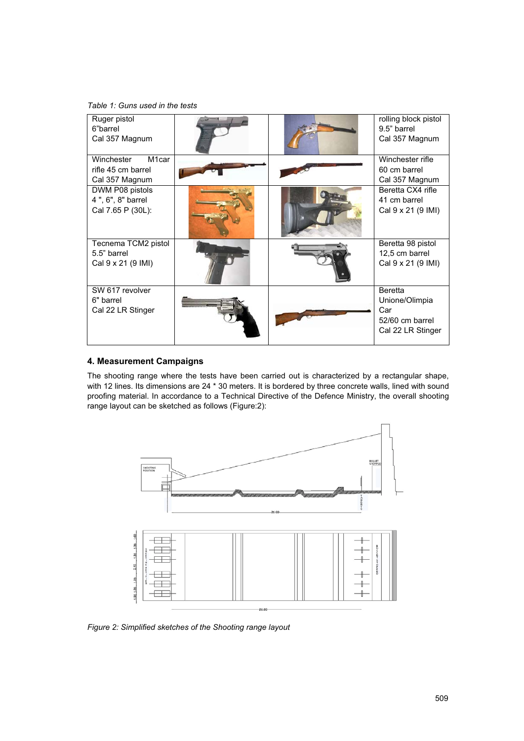*Table 1: Guns used in the tests*

| | | | |
|---|---|---|---|
| Ruger pistol<br>6"barrel<br>Cal 357 Magnum | | | rolling block pistol<br>9.5" barrel<br>Cal 357 Magnum |
| Winchester M1car rifle 45 cm barrel<br>Cal 357 Magnum | | | Winchester rifle<br>60 cm barrel<br>Cal 357 Magnum |
| DWM P08 pistols<br>4 ", 6", 8" barrel<br>Cal 7.65 P (30L): | | | Beretta CX4 rifle<br>41 cm barrel<br>Cal 9 x 21 (9 IMI) |
| Tecnema TCM2 pistol<br>5.5" barrel<br>Cal 9 x 21 (9 IMI) | | | Beretta 98 pistol<br>12,5 cm barrel<br>Cal 9 x 21 (9 IMI) |
| SW 617 revolver<br>6" barrel<br>Cal 22 LR Stinger | | | Beretta Unione/Olimpia Car<br>52/60 cm barrel<br>Cal 22 LR Stinger |

## 4. Measurement Campaigns

The shooting range where the tests have been carried out is characterized by a rectangular shape, with 12 lines. Its dimensions are 24 * 30 meters. It is bordered by three concrete walls, lined with sound proofing material. In accordance to a Technical Directive of the Defence Ministry, the overall shooting range layout can be sketched as follows (Figure:2):

*Figure 2: Simplified sketches of the Shooting range layout*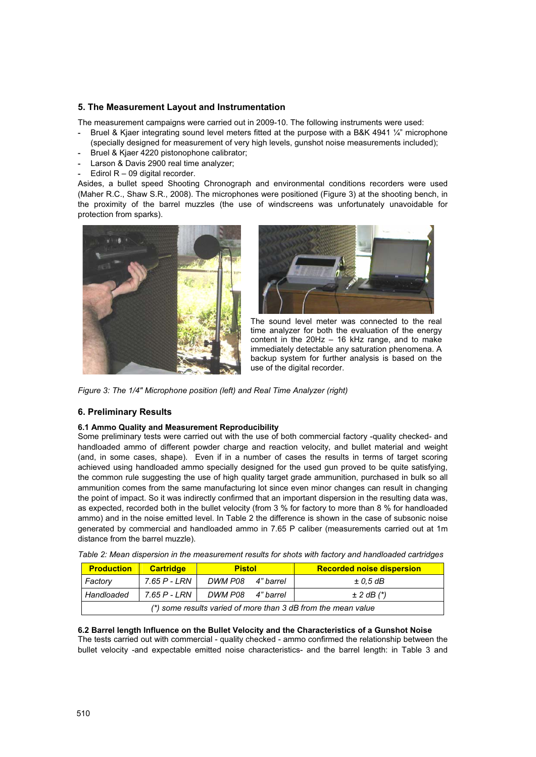## 5. The Measurement Layout and Instrumentation

The measurement campaigns were carried out in 2009-10. The following instruments were used:

- Bruel & Kjaer integrating sound level meters fitted at the purpose with a B&K 4941 ¼" microphone (specially designed for measurement of very high levels, gunshot noise measurements included);
- Bruel & Kjaer 4220 pistonophone calibrator;
- Larson & Davis 2900 real time analyzer;
- Edirol R – 09 digital recorder.

Asides, a bullet speed Shooting Chronograph and environmental conditions recorders were used (Maher R.C., Shaw S.R., 2008). The microphones were positioned (Figure 3) at the shooting bench, in the proximity of the barrel muzzles (the use of windscreens was unfortunately unavoidable for protection from sparks).

The sound level meter was connected to the real time analyzer for both the evaluation of the energy content in the 20Hz – 16 kHz range, and to make immediately detectable any saturation phenomena. A backup system for further analysis is based on the use of the digital recorder.

*Figure 3: The 1/4" Microphone position (left) and Real Time Analyzer (right)*

## 6. Preliminary Results

### 6.1 Ammo Quality and Measurement Reproducibility

Some preliminary tests were carried out with the use of both commercial factory -quality checked- and handloaded ammo of different powder charge and reaction velocity, and bullet material and weight (and, in some cases, shape). Even if in a number of cases the results in terms of target scoring achieved using handloaded ammo specially designed for the used gun proved to be quite satisfying, the common rule suggesting the use of high quality target grade ammunition, purchased in bulk so all ammunition comes from the same manufacturing lot since even minor changes can result in changing the point of impact. So it was indirectly confirmed that an important dispersion in the resulting data was, as expected, recorded both in the bullet velocity (from 3 % for factory to more than 8 % for handloaded ammo) and in the noise emitted level. In Table 2 the difference is shown in the case of subsonic noise generated by commercial and handloaded ammo in 7.65 P caliber (measurements carried out at 1m distance from the barrel muzzle).

*Table 2: Mean dispersion in the measurement results for shots with factory and handloaded cartridges*

| Production | Cartridge | Pistol | Recorded noise dispersion |
|---|---|---|---|
| *Factory* | *7.65 P - LRN* | *DWM P08 4" barrel* | *± 0,5 dB* |
| *Handloaded* | *7.65 P - LRN* | *DWM P08 4" barrel* | *± 2 dB (*)* |
| *(*) some results varied of more than 3 dB from the mean value* | | | |

### 6.2 Barrel length Influence on the Bullet Velocity and the Characteristics of a Gunshot Noise

The tests carried out with commercial - quality checked - ammo confirmed the relationship between the bullet velocity -and expectable emitted noise characteristics- and the barrel length: in Table 3 and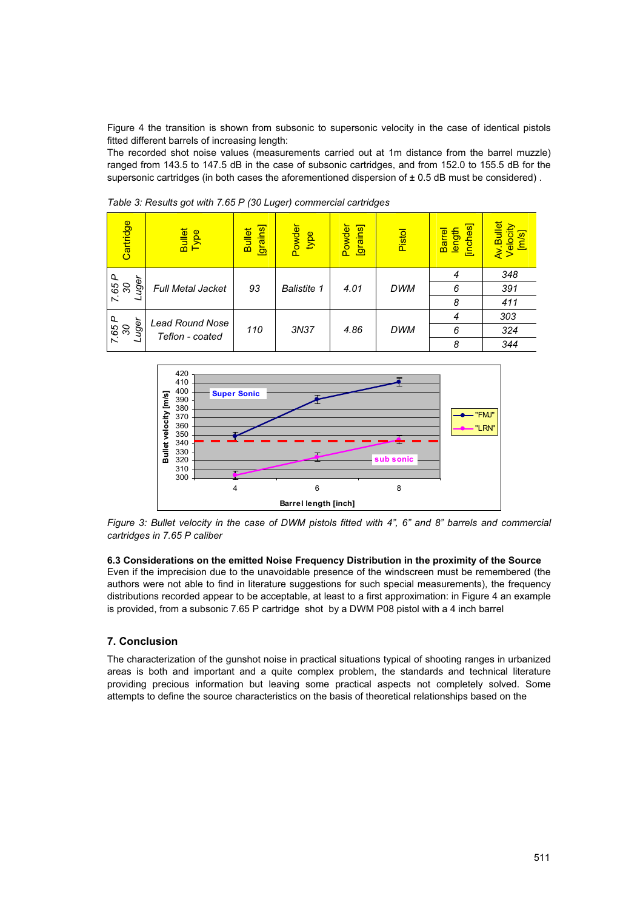Figure 4 the transition is shown from subsonic to supersonic velocity in the case of identical pistols fitted different barrels of increasing length:

The recorded shot noise values (measurements carried out at 1m distance from the barrel muzzle) ranged from 143.5 to 147.5 dB in the case of subsonic cartridges, and from 152.0 to 155.5 dB for the supersonic cartridges (in both cases the aforementioned dispersion of ± 0.5 dB must be considered) .

*Table 3: Results got with 7.65 P (30 Luger) commercial cartridges*

| Cartridge | Bullet Type | Bullet [grains] | Powder type | Powder [grains] | Pistol | Barrel length [inches] | Av. Bullet Velocity [m/s] |
|---|---|---|---|---|---|---|---|
| 7.65 P 30 Luger | Full Metal Jacket | 93 | Balistite 1 | 4.01 | DWM | 4 | 348 |
| | | | | | | 6 | 391 |
| | | | | | | 8 | 411 |
| 7.65 P 30 Luger | Lead Round Nose Teflon - coated | 110 | 3N37 | 4.86 | DWM | 4 | 303 |
| | | | | | | 6 | 324 |
| | | | | | | 8 | 344 |

*Figure 3: Bullet velocity in the case of DWM pistols fitted with 4", 6" and 8" barrels and commercial cartridges in 7.65 P caliber*

**6.3 Considerations on the emitted Noise Frequency Distribution in the proximity of the Source**

Even if the imprecision due to the unavoidable presence of the windscreen must be remembered (the authors were not able to find in literature suggestions for such special measurements), the frequency distributions recorded appear to be acceptable, at least to a first approximation: in Figure 4 an example is provided, from a subsonic 7.65 P cartridge shot by a DWM P08 pistol with a 4 inch barrel

## 7. Conclusion

The characterization of the gunshot noise in practical situations typical of shooting ranges in urbanized areas is both and important and a quite complex problem, the standards and technical literature providing precious information but leaving some practical aspects not completely solved. Some attempts to define the source characteristics on the basis of theoretical relationships based on the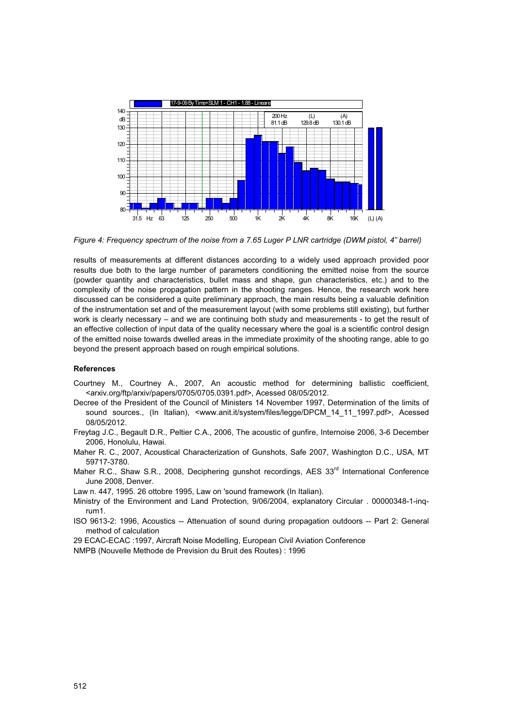17-9-09 By Time+SLM 1 - CH1 - 1.88 - Lineare

140 dB 130 120 110 100 90 80

200 Hz 81.1 dB (L) 129.8 dB (A) 130.1 dB

31.5 Hz 63 125 250 500 1K 2K 4K 8K 16K (L) (A)

*Figure 4: Frequency spectrum of the noise from a 7.65 Luger P LNR cartridge (DWM pistol, 4" barrel)*

results of measurements at different distances according to a widely used approach provided poor results due both to the large number of parameters conditioning the emitted noise from the source (powder quantity and characteristics, bullet mass and shape, gun characteristics, etc.) and to the complexity of the noise propagation pattern in the shooting ranges. Hence, the research work here discussed can be considered a quite preliminary approach, the main results being a valuable definition of the instrumentation set and of the measurement layout (with some problems still existing), but further work is clearly necessary – and we are continuing both study and measurements - to get the result of an effective collection of input data of the quality necessary where the goal is a scientific control design of the emitted noise towards dwelled areas in the immediate proximity of the shooting range, able to go beyond the present approach based on rough empirical solutions.

**References**

Courtney M., Courtney A., 2007, An acoustic method for determining ballistic coefficient, <arxiv.org/ftp/arxiv/papers/0705/0705.0391.pdf>, Acessed 08/05/2012.

Decree of the President of the Council of Ministers 14 November 1997, Determination of the limits of sound sources., (In Italian), <www.anit.it/system/files/legge/DPCM_14_11_1997.pdf>, Acessed 08/05/2012.

Freytag J.C., Begault D.R., Peltier C.A., 2006, The acoustic of gunfire, Internoise 2006, 3-6 December 2006, Honolulu, Hawai.

Maher R. C., 2007, Acoustical Characterization of Gunshots, Safe 2007, Washington D.C., USA, MT 59717-3780.

Maher R.C., Shaw S.R., 2008, Deciphering gunshot recordings, AES 33rd International Conference June 2008, Denver.

Law n. 447, 1995. 26 ottobre 1995, Law on 'sound framework (In Italian).

Ministry of the Environment and Land Protection, 9/06/2004, explanatory Circular . 00000348-1-inq-rum1.

ISO 9613-2: 1996, Acoustics -- Attenuation of sound during propagation outdoors -- Part 2: General method of calculation

29 ECAC-ECAC :1997, Aircraft Noise Modelling, European Civil Aviation Conference

NMPB (Nouvelle Methode de Prevision du Bruit des Routes) : 1996